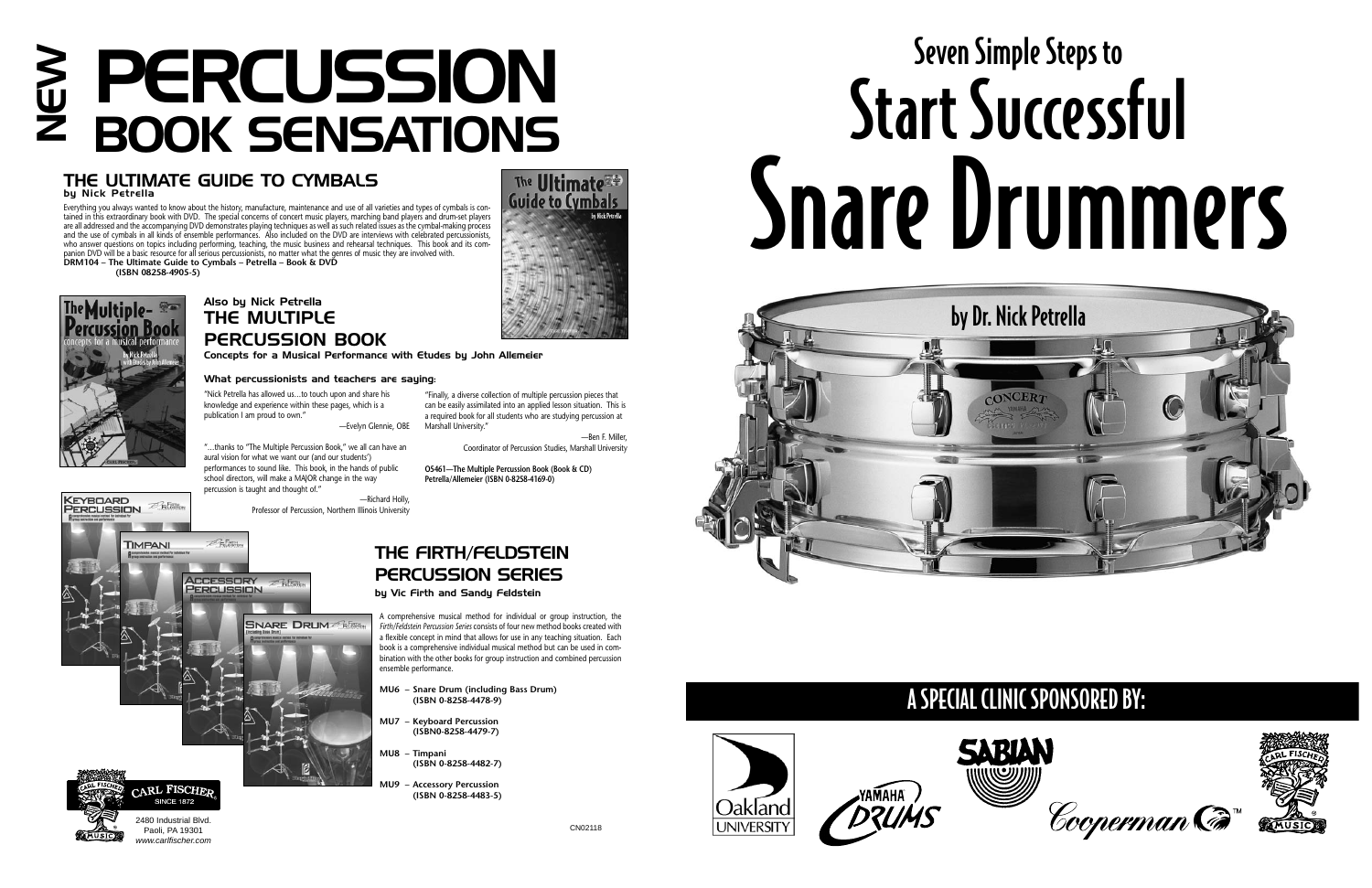# NEW PERCUSSION BOOK SENSATIONS

## THE ULTIMATE GUIDE TO CYMBALS
**by Nick Petrella**

Everything you always wanted to know about the history, manufacture, maintenance and use of all varieties and types of cymbals is contained in this extraordinary book with DVD. The special concerns of concert music players, marching band players and drum-set players are all addressed and the accompanying DVD demonstrates playing techniques as well as such related issues as the cymbal-making process and the use of cymbals in all kinds of ensemble performances. Also included on the DVD are interviews with celebrated percussionists, who answer questions on topics including performing, teaching, the music business and rehearsal techniques. This book and its companion DVD will be a basic resource for all serious percussionists, no matter what the genres of music they are involved with.

**DRM104 – The Ultimate Guide to Cymbals – Petrella – Book & DVD**
**(ISBN 08258-4905-5)**

### Also by Nick Petrella
## THE MULTIPLE PERCUSSION BOOK
**Concepts for a Musical Performance with Etudes by John Allemeier**

**What percussionists and teachers are saying:**

"Nick Petrella has allowed us…to touch upon and share his knowledge and experience within these pages, which is a publication I am proud to own."

—Evelyn Glennie, OBE

"…thanks to "The Multiple Percussion Book," we all can have an aural vision for what we want our (and our students') performances to sound like. This book, in the hands of public school directors, will make a MAJOR change in the way percussion is taught and thought of."

—Richard Holly, Professor of Percussion, Northern Illinois University

"Finally, a diverse collection of multiple percussion pieces that can be easily assimilated into an applied lesson situation. This is a required book for all students who are studying percussion at Marshall University."

—Ben F. Miller, Coordinator of Percussion Studies, Marshall University

**O5461—The Multiple Percussion Book (Book & CD) Petrella/Allemeier (ISBN 0-8258-4169-0)**

## THE FIRTH/FELDSTEIN PERCUSSION SERIES
**by Vic Firth and Sandy Feldstein**

A comprehensive musical method for individual or group instruction, the *Firth/Feldstein Percussion Series* consists of four new method books created with a flexible concept in mind that allows for use in any teaching situation. Each book is a comprehensive individual musical method but can be used in combination with the other books for group instruction and combined percussion ensemble performance.

- **MU6 – Snare Drum (including Bass Drum) (ISBN 0-8258-4478-9)**
- **MU7 – Keyboard Percussion (ISBN0-8258-4479-7)**
- **MU8 – Timpani (ISBN 0-8258-4482-7)**
- **MU9 – Accessory Percussion (ISBN 0-8258-4483-5)**

CARL FISCHER SINCE 1872
2480 Industrial Blvd.
Paoli, PA 19301
www.carlfischer.com

CN02118

# Seven Simple Steps to Start Successful Snare Drummers

**by Dr. Nick Petrella**

## A SPECIAL CLINIC SPONSORED BY:

Oakland University · Yamaha Drums · Sabian · Cooperman · Carl Fischer Music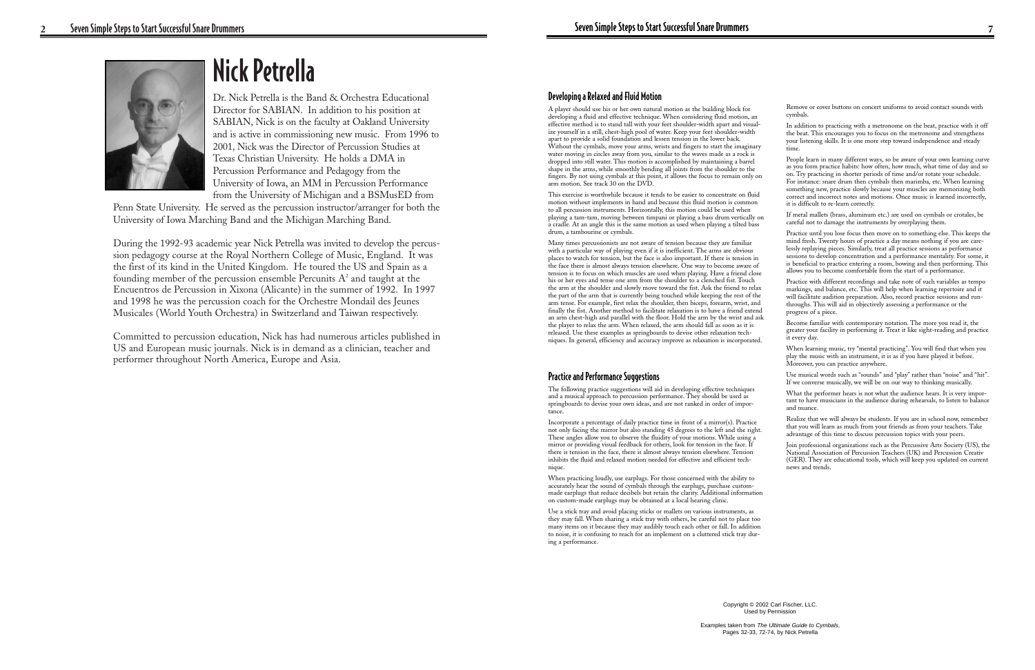# Nick Petrella

Dr. Nick Petrella is the Band & Orchestra Educational Director for SABIAN. In addition to his position at SABIAN, Nick is on the faculty at Oakland University and is active in commissioning new music. From 1996 to 2001, Nick was the Director of Percussion Studies at Texas Christian University. He holds a DMA in Percussion Performance and Pedagogy from the University of Iowa, an MM in Percussion Performance from the University of Michigan and a BSMusED from Penn State University. He served as the percussion instructor/arranger for both the University of Iowa Marching Band and the Michigan Marching Band.

During the 1992-93 academic year Nick Petrella was invited to develop the percussion pedagogy course at the Royal Northern College of Music, England. It was the first of its kind in the United Kingdom. He toured the US and Spain as a founding member of the percussion ensemble Percunits $A^2$ and taught at the Encuentros de Percusion in Xixona (Alicante) in the summer of 1992. In 1997 and 1998 he was the percussion coach for the Orchestre Mondail des Jeunes Musicales (World Youth Orchestra) in Switzerland and Taiwan respectively.

Committed to percussion education, Nick has had numerous articles published in US and European music journals. Nick is in demand as a clinician, teacher and performer throughout North America, Europe and Asia.

## Developing a Relaxed and Fluid Motion

A player should use his or her own natural motion as the building block for developing a fluid and effective technique. When considering fluid motion, an effective method is to stand tall with your feet shoulder-width apart and visualize yourself in a still, chest-high pool of water. Keep your feet shoulder-width apart to provide a solid foundation and lessen tension in the lower back. Without the cymbals, move your arms, wrists and fingers to start the imaginary water moving in circles away from you, similar to the waves made as a rock is dropped into still water. This motion is accomplished by maintaining a barrel shape in the arms, while smoothly bending all joints from the shoulder to the fingers. By not using cymbals at this point, it allows the focus to remain only on arm motion. See track 30 on the DVD.

This exercise is worthwhile because it tends to be easier to concentrate on fluid motion without implements in hand and because this fluid motion is common to all percussion instruments. Horizontally, this motion could be used when playing a tam-tam, moving between timpani or playing a bass drum vertically on a cradle. At an angle this is the same motion as used when playing a tilted bass drum, a tambourine or cymbals.

Many times percussionists are not aware of tension because they are familiar with a particular way of playing even if it is inefficient. The arms are obvious places to watch for tension, but the face is also important. If there is tension in the face there is almost always tension elsewhere. One way to become aware of tension is to focus on which muscles are used when playing. Have a friend close his or her eyes and tense one arm from the shoulder to a clenched fist. Touch the arm at the shoulder and slowly move toward the fist. Ask the friend to relax the part of the arm that is currently being touched while keeping the rest of the arm tense. For example, first relax the shoulder, then biceps, forearm, wrist, and finally the fist. Another method to facilitate relaxation is to have a friend extend an arm chest-high and parallel with the floor. Hold the arm by the wrist and ask the player to relax the arm. When relaxed, the arm should fall as soon as it is released. Use these examples as springboards to devise other relaxation techniques. In general, efficiency and accuracy improve as relaxation is incorporated.

## Practice and Performance Suggestions

The following practice suggestions will aid in developing effective techniques and a musical approach to percussion performance. They should be used as springboards to devise your own ideas, and are not ranked in order of importance.

Incorporate a percentage of daily practice time in front of a mirror(s). Practice not only facing the mirror but also standing 45 degrees to the left and the right. These angles allow you to observe the fluidity of your motions. While using a mirror or providing visual feedback for others, look for tension in the face. If there is tension in the face, there is almost always tension elsewhere. Tension inhibits the fluid and relaxed motion needed for effective and efficient technique.

When practicing loudly, use earplugs. For those concerned with the ability to accurately hear the sound of cymbals through the earplugs, purchase custom-made earplugs that reduce decibels but retain the clarity. Additional information on custom-made earplugs may be obtained at a local hearing clinic.

Use a stick tray and avoid placing sticks or mallets on various instruments, as they may fall. When sharing a stick tray with others, be careful not to place too many items on it because they may audibly touch each other or fall. In addition to noise, it is confusing to reach for an implement on a cluttered stick tray during a performance.

Remove or cover buttons on concert uniforms to avoid contact sounds with cymbals.

In addition to practicing with a metronome on the beat, practice with it off the beat. This encourages you to focus on the metronome and strengthens your listening skills. It is one more step toward independence and steady time.

People learn in many different ways, so be aware of your own learning curve as you form practice habits: how often, how much, what time of day and so on. Try practicing in shorter periods of time and/or rotate your schedule. For instance: snare drum then cymbals then marimba, etc. When learning something new, practice slowly because your muscles are memorizing both correct and incorrect notes and motions. Once music is learned incorrectly, it is difficult to re-learn correctly.

If metal mallets (brass, aluminum etc.) are used on cymbals or crotales, be careful not to damage the instruments by overplaying them.

Practice until you lose focus then move on to something else. This keeps the mind fresh. Twenty hours of practice a day means nothing if you are carelessly replaying pieces. Similarly, treat all practice sessions as performance sessions to develop concentration and a performance mentality. For some, it is beneficial to practice entering a room, bowing and then performing. This allows you to become comfortable from the start of a performance.

Practice with different recordings and take note of such variables as tempo markings, and balance, etc. This will help when learning repertoire and it will facilitate audition preparation. Also, record practice sessions and run-throughs. This will aid in objectively assessing a performance or the progress of a piece.

Become familiar with contemporary notation. The more you read it, the greater your facility in performing it. Treat it like sight-reading and practice it every day.

When learning music, try "mental practicing". You will find that when you play the music with an instrument, it is as if you have played it before. Moreover, you can practice anywhere.

Use musical words such as "sounds" and "play" rather than "noise" and "hit". If we converse musically, we will be on our way to thinking musically.

What the performer hears is not what the audience hears. It is very important to have musicians in the audience during rehearsals, to listen to balance and nuance.

Realize that we will always be students. If you are in school now, remember that you will learn as much from your friends as from your teachers. Take advantage of this time to discuss percussion topics with your peers.

Join professional organizations such as the Percussive Arts Society (US), the National Association of Percussion Teachers (UK) and Percussion Creativ (GER). They are educational tools, which will keep you updated on current news and trends.

Copyright © 2002 Carl Fischer, LLC.
Used by Permission

Examples taken from *The Ultimate Guide to Cymbals*, Pages 32-33, 72-74, by Nick Petrella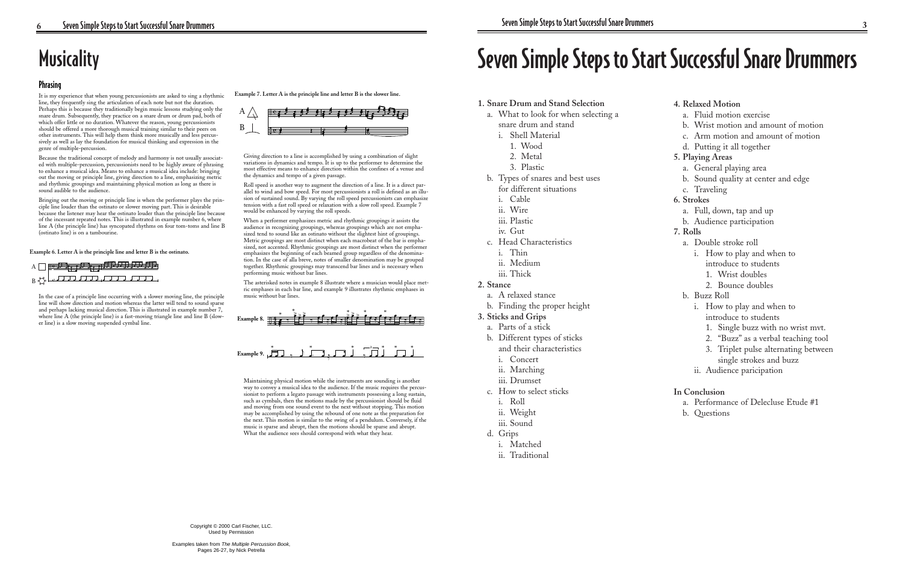# Musicality

## Phrasing

It is my experience that when young percussionists are asked to sing a rhythmic line, they frequently sing the articulation of each note but not the duration. Perhaps this is because they traditionally begin music lessons studying only the snare drum. Subsequently, they practice on a snare drum or drum pad, both of which offer little or no duration. Whatever the reason, young percussionists should be offered a more thorough musical training similar to their peers on other instruments. This will help them think more musically and less percussively as well as lay the foundation for musical thinking and expression in the genre of multiple-percussion.

Because the traditional concept of melody and harmony is not usually associated with multiple-percussion, percussionists need to be highly aware of phrasing to enhance a musical idea. Means to enhance a musical idea include: bringing out the moving or principle line, giving direction to a line, emphasizing metric and rhythmic groupings and maintaining physical motion as long as there is sound audible to the audience.

Bringing out the moving or principle line is when the performer plays the principle line louder than the ostinato or slower moving part. This is desirable because the listener may hear the ostinato louder than the principle line because of the incessant repeated notes. This is illustrated in example number 6, where line A (the principle line) has syncopated rhythms on four tom-toms and line B (ostinato line) is on a tambourine.

**Example 6. Letter A is the principle line and letter B is the ostinato.**

In the case of a principle line occurring with a slower moving line, the principle line will show direction and motion whereas the latter will tend to sound sparse and perhaps lacking musical direction. This is illustrated in example number 7, where line A (the principle line) is a fast-moving triangle line and line B (slower line) is a slow moving suspended cymbal line.

**Example 7. Letter A is the principle line and letter B is the slower line.**

Giving direction to a line is accomplished by using a combination of slight variations in dynamics and tempo. It is up to the performer to determine the most effective means to enhance direction within the confines of a venue and the dynamics and tempo of a given passage.

Roll speed is another way to augment the direction of a line. It is a direct parallel to wind and bow speed. For most percussionists a roll is defined as an illusion of sustained sound. By varying the roll speed percussionists can emphasize tension with a fast roll speed or relaxation with a slow roll speed. Example 7 would be enhanced by varying the roll speeds.

When a performer emphasizes metric and rhythmic groupings it assists the audience in recognizing groupings, whereas groupings which are not emphasized tend to sound like an ostinato without the slightest hint of groupings. Metric groupings are most distinct when each macrobeat of the bar is emphasized, not accented. Rhythmic groupings are most distinct when the performer emphasizes the beginning of each beamed group regardless of the denomination. In the case of alla breve, notes of smaller denomination may be grouped together. Rhythmic groupings may transcend bar lines and is necessary when performing music without bar lines.

The asterisked notes in example 8 illustrate where a musician would place metric emphases in each bar line, and example 9 illustrates rhythmic emphases in music without bar lines.

**Example 8.**

**Example 9.**

Maintaining physical motion while the instruments are sounding is another way to convey a musical idea to the audience. If the music requires the percussionist to perform a legato passage with instruments possessing a long sustain, such as cymbals, then the motions made by the percussionist should be fluid and moving from one sound event to the next without stopping. This motion may be accomplished by using the rebound of one note as the preparation for the next. This motion is similar to the swing of a pendulum. Conversely, if the music is sparse and abrupt, then the motions should be sparse and abrupt. What the audience sees should correspond with what they hear.

Copyright © 2000 Carl Fischer, LLC.
Used by Permission

Examples taken from *The Multiple Percussion Book*, Pages 26-27, by Nick Petrella

# Seven Simple Steps to Start Successful Snare Drummers

**1. Snare Drum and Stand Selection**
- a. What to look for when selecting a snare drum and stand
  - i. Shell Material
    1. Wood
    2. Metal
    3. Plastic
- b. Types of snares and best uses for different situations
  - i. Cable
  - ii. Wire
  - iii. Plastic
  - iv. Gut
- c. Head Characteristics
  - i. Thin
  - ii. Medium
  - iii. Thick

**2. Stance**
- a. A relaxed stance
- b. Finding the proper height

**3. Sticks and Grips**
- a. Parts of a stick
- b. Different types of sticks and their characteristics
  - i. Concert
  - ii. Marching
  - iii. Drumset
- c. How to select sticks
  - i. Roll
  - ii. Weight
  - iii. Sound
- d. Grips
  - i. Matched
  - ii. Traditional

**4. Relaxed Motion**
- a. Fluid motion exercise
- b. Wrist motion and amount of motion
- c. Arm motion and amount of motion
- d. Putting it all together

**5. Playing Areas**
- a. General playing area
- b. Sound quality at center and edge
- c. Traveling

**6. Strokes**
- a. Full, down, tap and up
- b. Audience participation

**7. Rolls**
- a. Double stroke roll
  - i. How to play and when to introduce to students
    1. Wrist doubles
    2. Bounce doubles
- b. Buzz Roll
  - i. How to play and when to introduce to students
    1. Single buzz with no wrist mvt.
    2. "Buzz" as a verbal teaching tool
    3. Triplet pulse alternating between single strokes and buzz
  - ii. Audience paricipation

**In Conclusion**
- a. Performance of Delecluse Etude #1
- b. Questions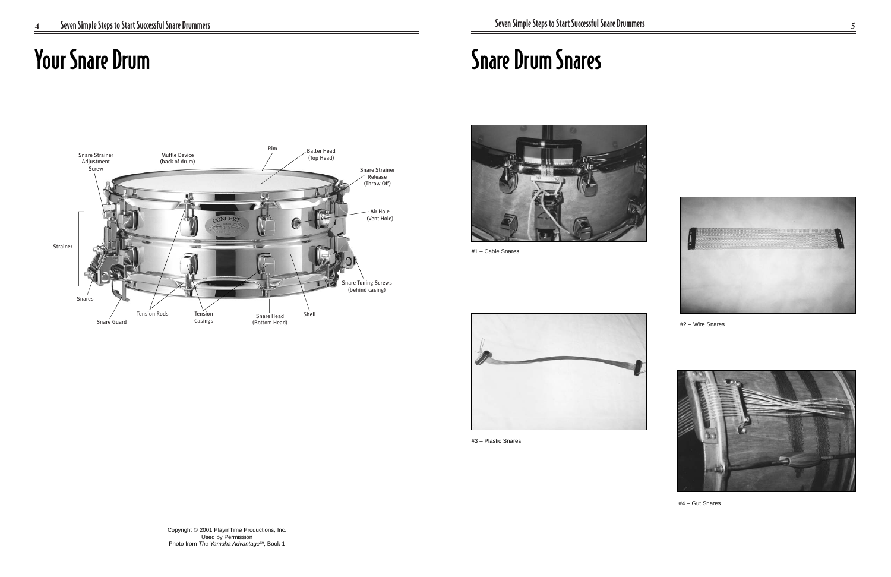# Your Snare Drum

Snare Strainer Adjustment Screw

Muffle Device (back of drum)

Rim

Batter Head (Top Head)

Snare Strainer Release (Throw Off)

Air Hole (Vent Hole)

Strainer

Snare Tuning Screws (behind casing)

Snares

Snare Guard

Tension Rods

Tension Casings

Snare Head (Bottom Head)

Shell

Copyright © 2001 PlayinTime Productions, Inc.
Used by Permission
Photo from *The Yamaha Advantage*™, Book 1

# Snare Drum Snares

#1 – Cable Snares

#2 – Wire Snares

#3 – Plastic Snares

#4 – Gut Snares